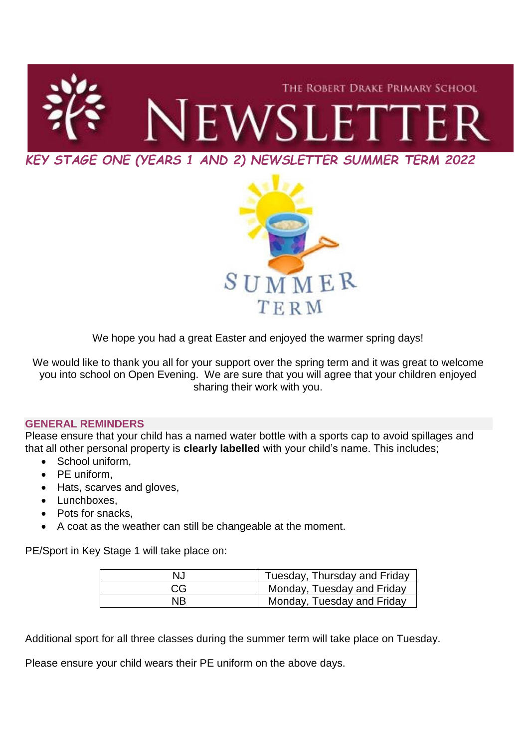THE ROBERT DRAKE PRIMARY SCHOOL

# NEWSLETTER

## *KEY STAGE ONE (YEARS 1 AND 2) NEWSLETTER SUMMER TERM 2022*

SUMMER TERM

We hope you had a great Easter and enjoyed the warmer spring days!

We would like to thank you all for your support over the spring term and it was great to welcome you into school on Open Evening. We are sure that you will agree that your children enjoyed sharing their work with you.

### GENERAL REMINDERS

Please ensure that your child has a named water bottle with a sports cap to avoid spillages and that all other personal property is **clearly labelled** with your child's name. This includes;

- School uniform,
- PE uniform,
- Hats, scarves and gloves,
- Lunchboxes,
- Pots for snacks,
- A coat as the weather can still be changeable at the moment.

PE/Sport in Key Stage 1 will take place on:

| NJ | Tuesday, Thursday and Friday |
|---|---|
| CG | Monday, Tuesday and Friday |
| NB | Monday, Tuesday and Friday |

Additional sport for all three classes during the summer term will take place on Tuesday.

Please ensure your child wears their PE uniform on the above days.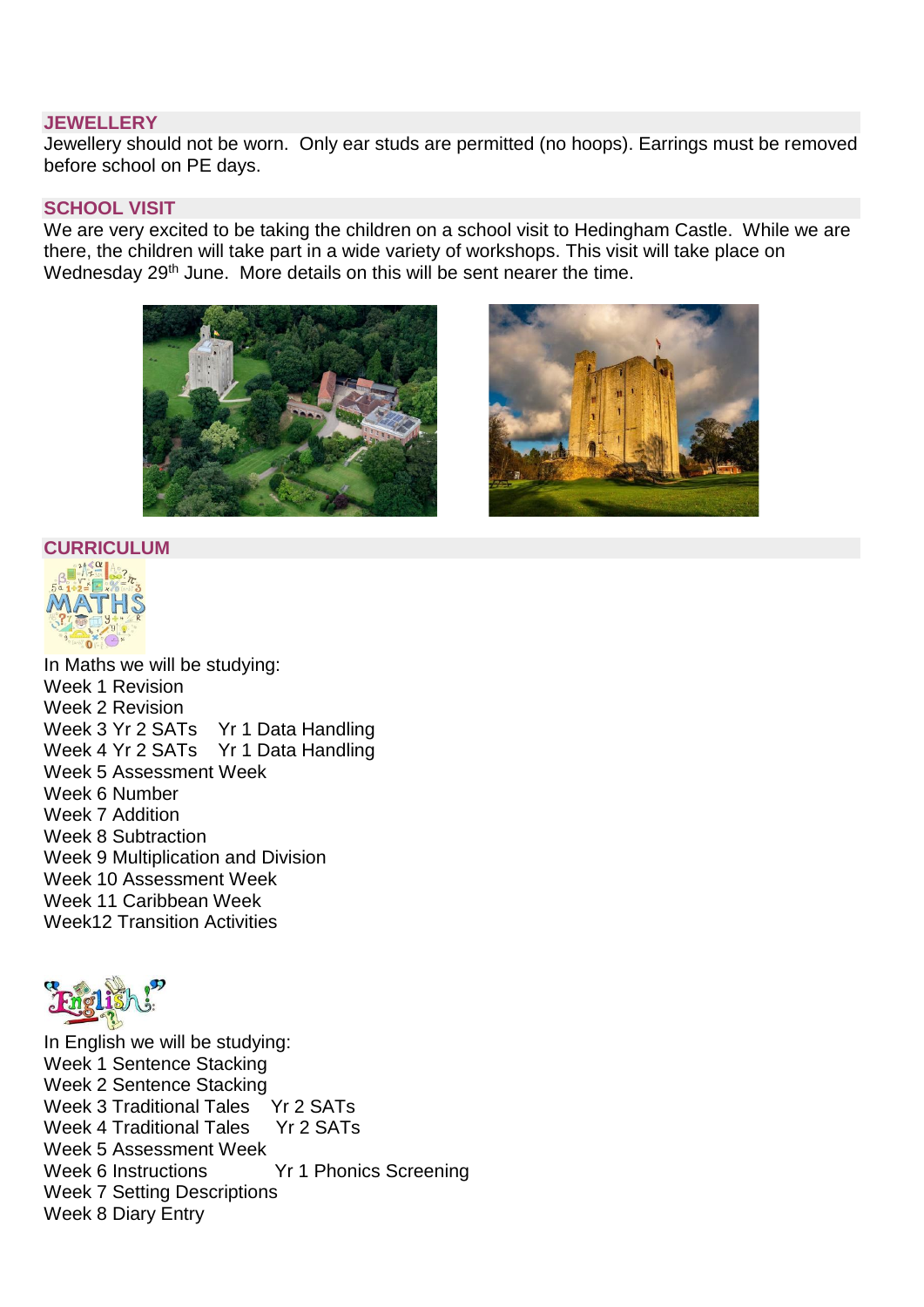## JEWELLERY

Jewellery should not be worn. Only ear studs are permitted (no hoops). Earrings must be removed before school on PE days.

## SCHOOL VISIT

We are very excited to be taking the children on a school visit to Hedingham Castle. While we are there, the children will take part in a wide variety of workshops. This visit will take place on Wednesday 29th June. More details on this will be sent nearer the time.

## CURRICULUM

In Maths we will be studying:

Week 1 Revision
Week 2 Revision
Week 3 Yr 2 SATs  Yr 1 Data Handling
Week 4 Yr 2 SATs  Yr 1 Data Handling
Week 5 Assessment Week
Week 6 Number
Week 7 Addition
Week 8 Subtraction
Week 9 Multiplication and Division
Week 10 Assessment Week
Week 11 Caribbean Week
Week12 Transition Activities

In English we will be studying:

Week 1 Sentence Stacking
Week 2 Sentence Stacking
Week 3 Traditional Tales  Yr 2 SATs
Week 4 Traditional Tales  Yr 2 SATs
Week 5 Assessment Week
Week 6 Instructions  Yr 1 Phonics Screening
Week 7 Setting Descriptions
Week 8 Diary Entry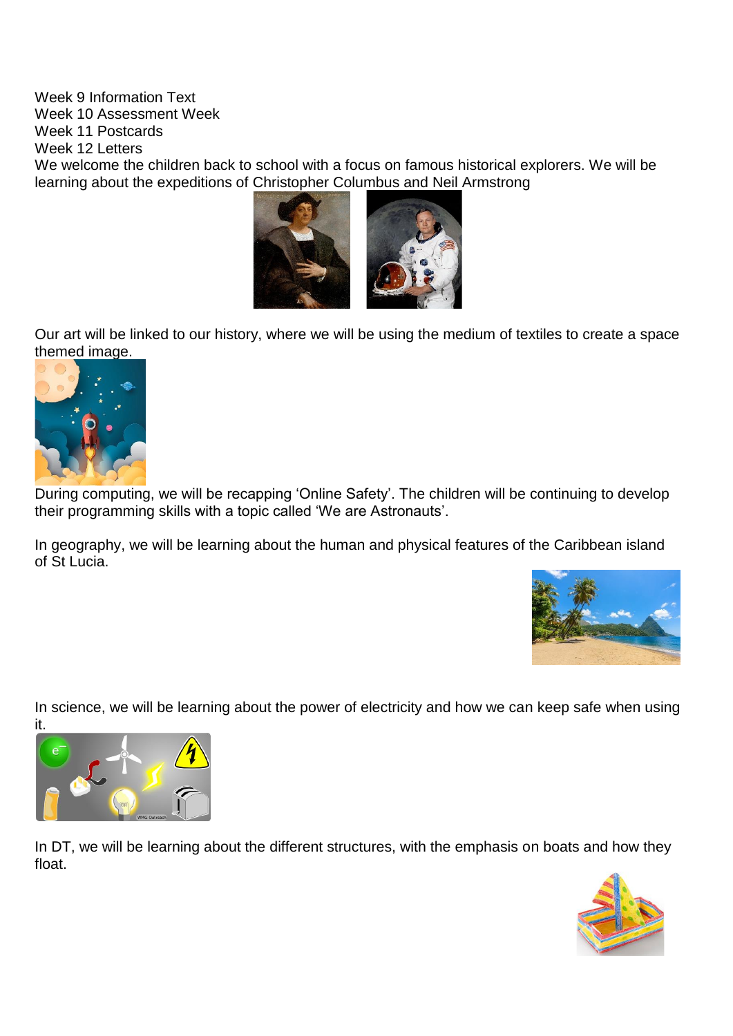Week 9 Information Text
Week 10 Assessment Week
Week 11 Postcards
Week 12 Letters

We welcome the children back to school with a focus on famous historical explorers. We will be learning about the expeditions of Christopher Columbus and Neil Armstrong

Our art will be linked to our history, where we will be using the medium of textiles to create a space themed image.

During computing, we will be recapping 'Online Safety'. The children will be continuing to develop their programming skills with a topic called 'We are Astronauts'.

In geography, we will be learning about the human and physical features of the Caribbean island of St Lucia.

In science, we will be learning about the power of electricity and how we can keep safe when using it.

In DT, we will be learning about the different structures, with the emphasis on boats and how they float.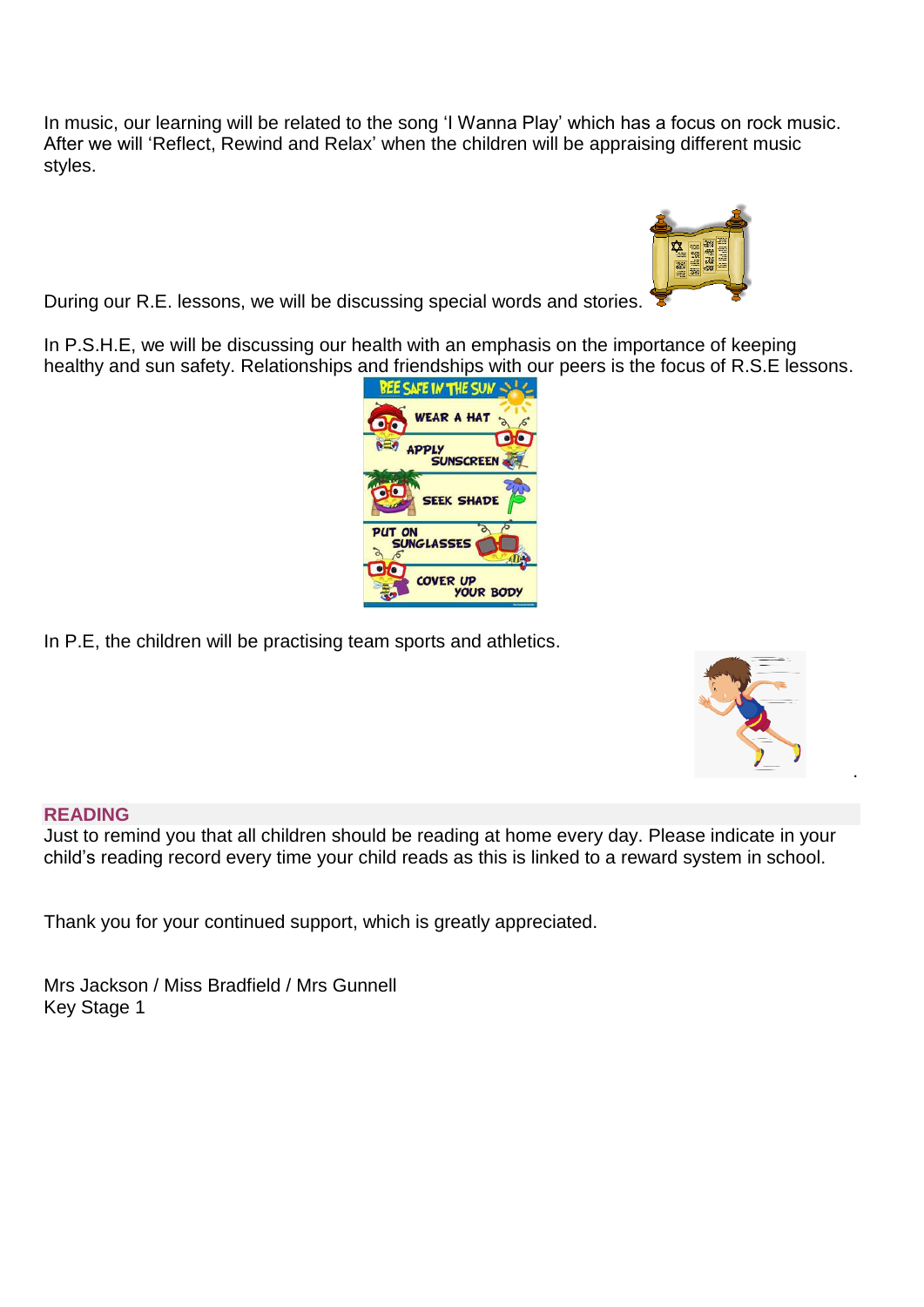In music, our learning will be related to the song 'I Wanna Play' which has a focus on rock music. After we will 'Reflect, Rewind and Relax' when the children will be appraising different music styles.

During our R.E. lessons, we will be discussing special words and stories.

In P.S.H.E, we will be discussing our health with an emphasis on the importance of keeping healthy and sun safety. Relationships and friendships with our peers is the focus of R.S.E lessons.

In P.E, the children will be practising team sports and athletics.

## READING

Just to remind you that all children should be reading at home every day. Please indicate in your child's reading record every time your child reads as this is linked to a reward system in school.

Thank you for your continued support, which is greatly appreciated.

Mrs Jackson / Miss Bradfield / Mrs Gunnell
Key Stage 1